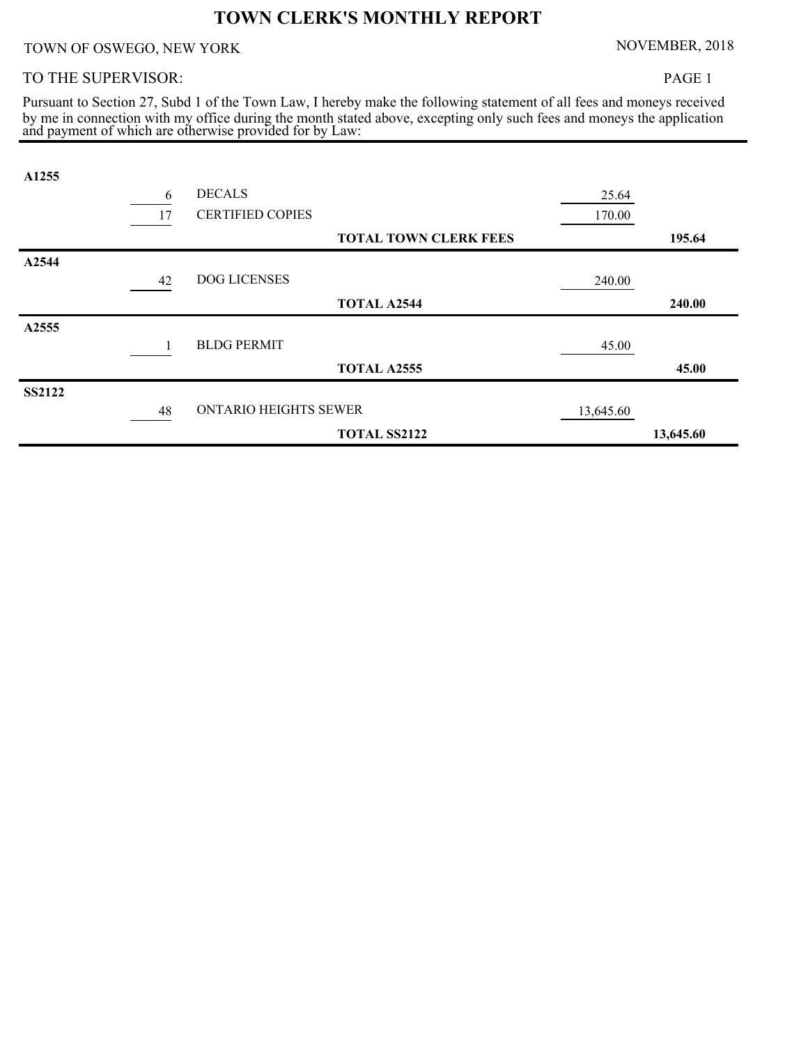# TOWN CLERK'S MONTHLY REPORT

TOWN OF OSWEGO, NEW YORK — NOVEMBER, 2018

TO THE SUPERVISOR:

Pursuant to Section 27, Subd 1 of the Town Law, I hereby make the following statement of all fees and moneys received by me in connection with my office during the month stated above, excepting only such fees and moneys the application and payment of which are otherwise provided for by Law:

| Account | Qty | Description | Amount | Total |
|---|---|---|---|---|
| **A1255** | | | | |
| | 6 | DECALS | 25.64 | |
| | 17 | CERTIFIED COPIES | 170.00 | |
| | | **TOTAL TOWN CLERK FEES** | | **195.64** |
| **A2544** | | | | |
| | 42 | DOG LICENSES | 240.00 | |
| | | **TOTAL A2544** | | **240.00** |
| **A2555** | | | | |
| | 1 | BLDG PERMIT | 45.00 | |
| | | **TOTAL A2555** | | **45.00** |
| **SS2122** | | | | |
| | 48 | ONTARIO HEIGHTS SEWER | 13,645.60 | |
| | | **TOTAL SS2122** | | **13,645.60** |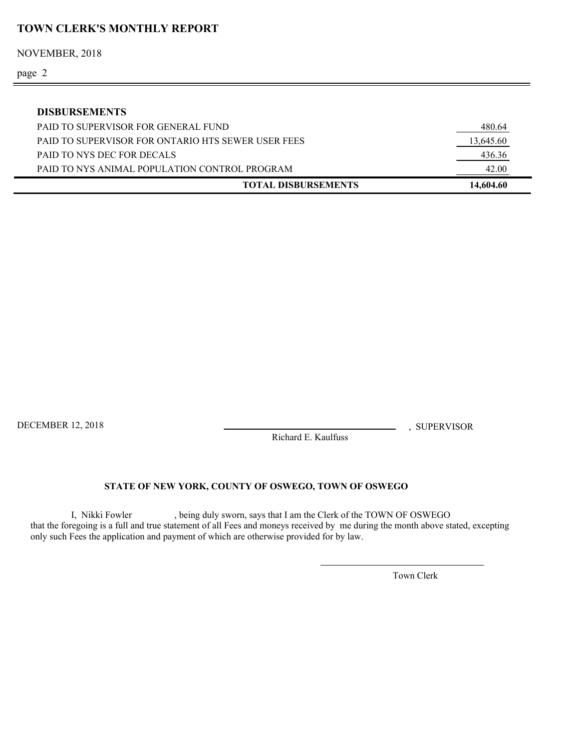# TOWN CLERK'S MONTHLY REPORT

NOVEMBER, 2018

page 2

| DISBURSEMENTS | |
| --- | --- |
| PAID TO SUPERVISOR FOR GENERAL FUND | 480.64 |
| PAID TO SUPERVISOR FOR ONTARIO HTS SEWER USER FEES | 13,645.60 |
| PAID TO NYS DEC FOR DECALS | 436.36 |
| PAID TO NYS ANIMAL POPULATION CONTROL PROGRAM | 42.00 |
| **TOTAL DISBURSEMENTS** | **14,604.60** |

DECEMBER 12, 2018

______________________________, SUPERVISOR
Richard E. Kaulfuss

**STATE OF NEW YORK, COUNTY OF OSWEGO, TOWN OF OSWEGO**

I, Nikki Fowler , being duly sworn, says that I am the Clerk of the TOWN OF OSWEGO that the foregoing is a full and true statement of all Fees and moneys received by me during the month above stated, excepting only such Fees the application and payment of which are otherwise provided for by law.

______________________________
Town Clerk